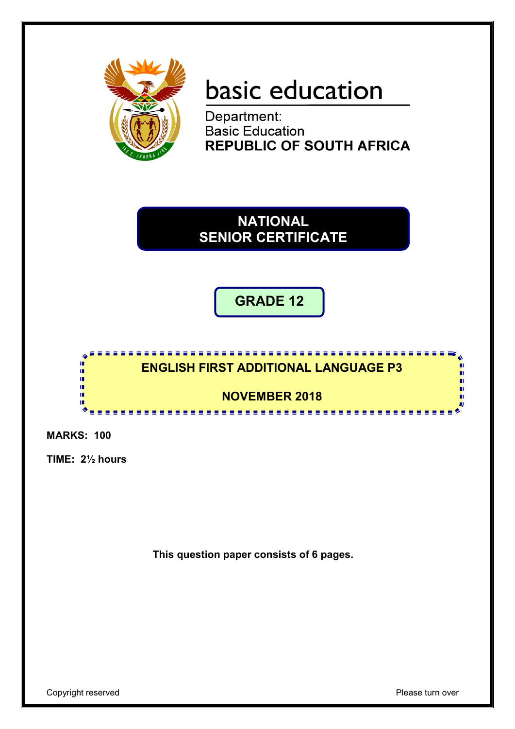basic education

Department:
Basic Education
**REPUBLIC OF SOUTH AFRICA**

# NATIONAL SENIOR CERTIFICATE

## GRADE 12

## ENGLISH FIRST ADDITIONAL LANGUAGE P3

## NOVEMBER 2018

**MARKS: 100**

**TIME: 2½ hours**

**This question paper consists of 6 pages.**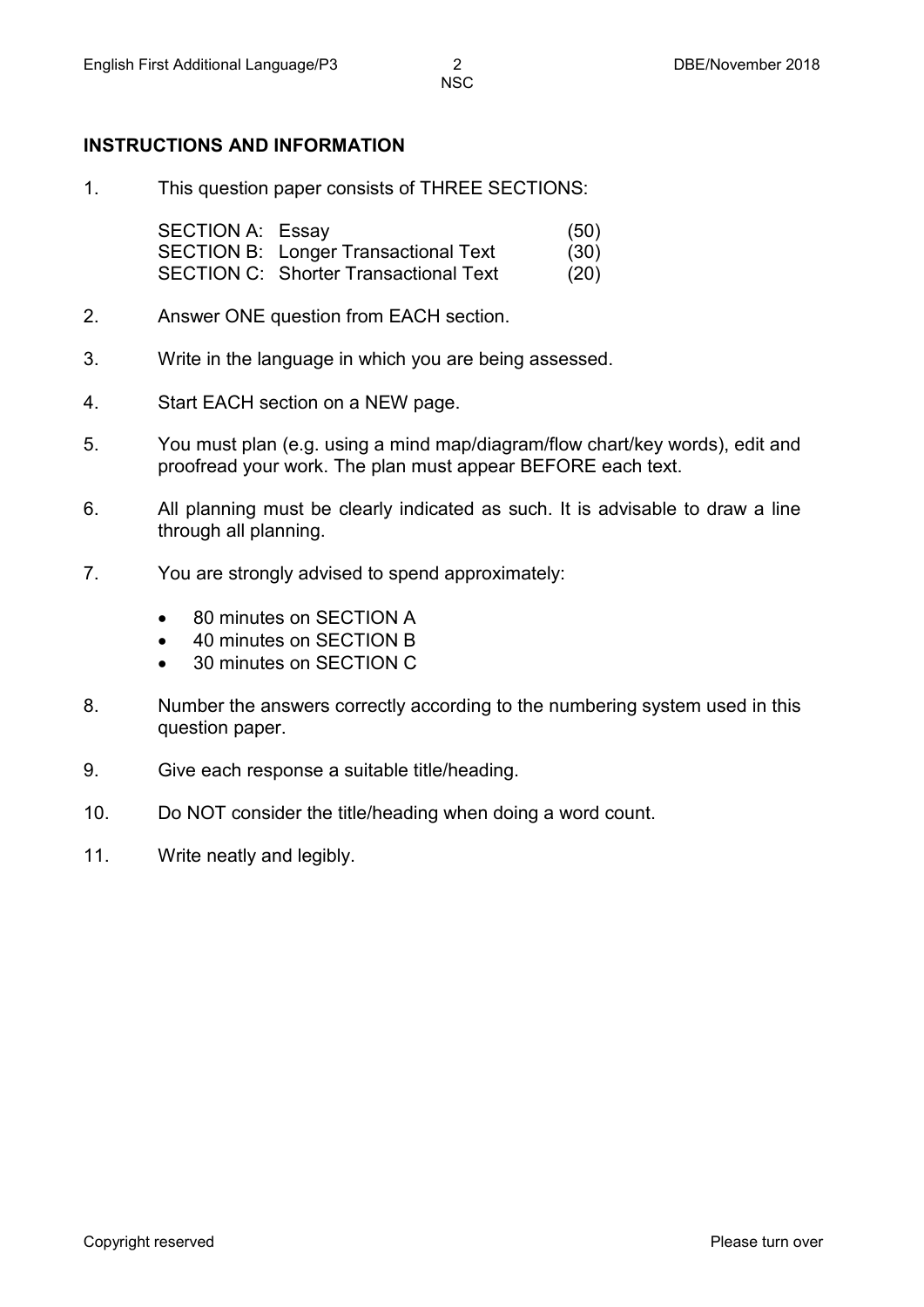## INSTRUCTIONS AND INFORMATION

1. This question paper consists of THREE SECTIONS:

   | | | |
   |---|---|---|
   | SECTION A: | Essay | (50) |
   | SECTION B: | Longer Transactional Text | (30) |
   | SECTION C: | Shorter Transactional Text | (20) |

2. Answer ONE question from EACH section.

3. Write in the language in which you are being assessed.

4. Start EACH section on a NEW page.

5. You must plan (e.g. using a mind map/diagram/flow chart/key words), edit and proofread your work. The plan must appear BEFORE each text.

6. All planning must be clearly indicated as such. It is advisable to draw a line through all planning.

7. You are strongly advised to spend approximately:
   - 80 minutes on SECTION A
   - 40 minutes on SECTION B
   - 30 minutes on SECTION C

8. Number the answers correctly according to the numbering system used in this question paper.

9. Give each response a suitable title/heading.

10. Do NOT consider the title/heading when doing a word count.

11. Write neatly and legibly.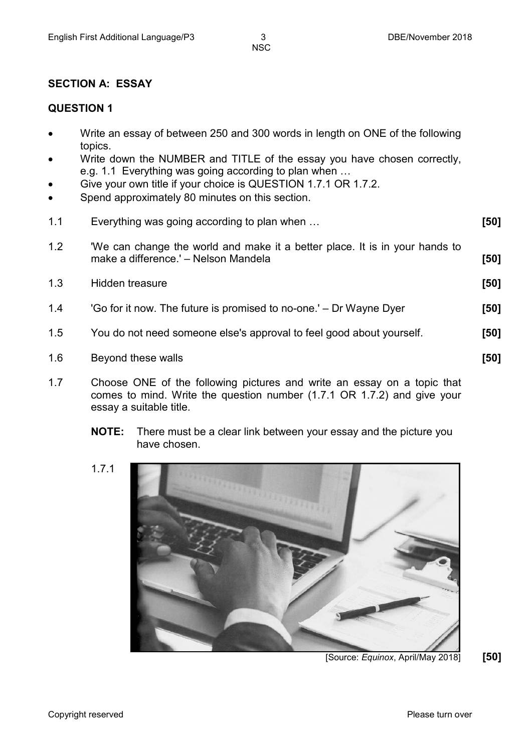## SECTION A: ESSAY

### QUESTION 1

- Write an essay of between 250 and 300 words in length on ONE of the following topics.
- Write down the NUMBER and TITLE of the essay you have chosen correctly, e.g. 1.1 Everything was going according to plan when …
- Give your own title if your choice is QUESTION 1.7.1 OR 1.7.2.
- Spend approximately 80 minutes on this section.

1.1 Everything was going according to plan when … **[50]**

1.2 'We can change the world and make it a better place. It is in your hands to make a difference.' – Nelson Mandela **[50]**

1.3 Hidden treasure **[50]**

1.4 'Go for it now. The future is promised to no-one.' – Dr Wayne Dyer **[50]**

1.5 You do not need someone else's approval to feel good about yourself. **[50]**

1.6 Beyond these walls **[50]**

1.7 Choose ONE of the following pictures and write an essay on a topic that comes to mind. Write the question number (1.7.1 OR 1.7.2) and give your essay a suitable title.

**NOTE:** There must be a clear link between your essay and the picture you have chosen.

1.7.1

[Source: *Equinox*, April/May 2018] **[50]**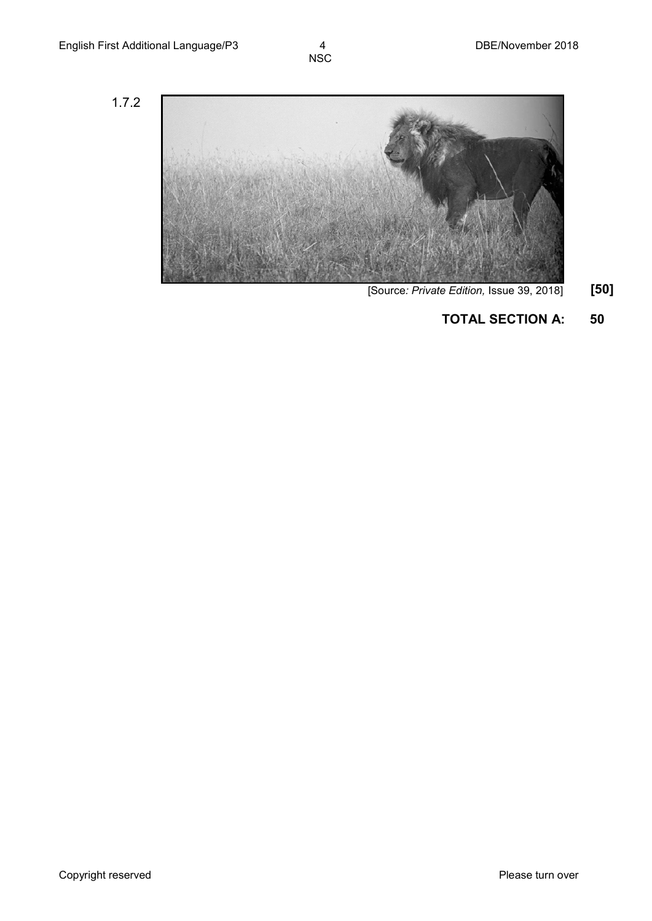1.7.2

[Source: *Private Edition,* Issue 39, 2018] **[50]**

**TOTAL SECTION A: 50**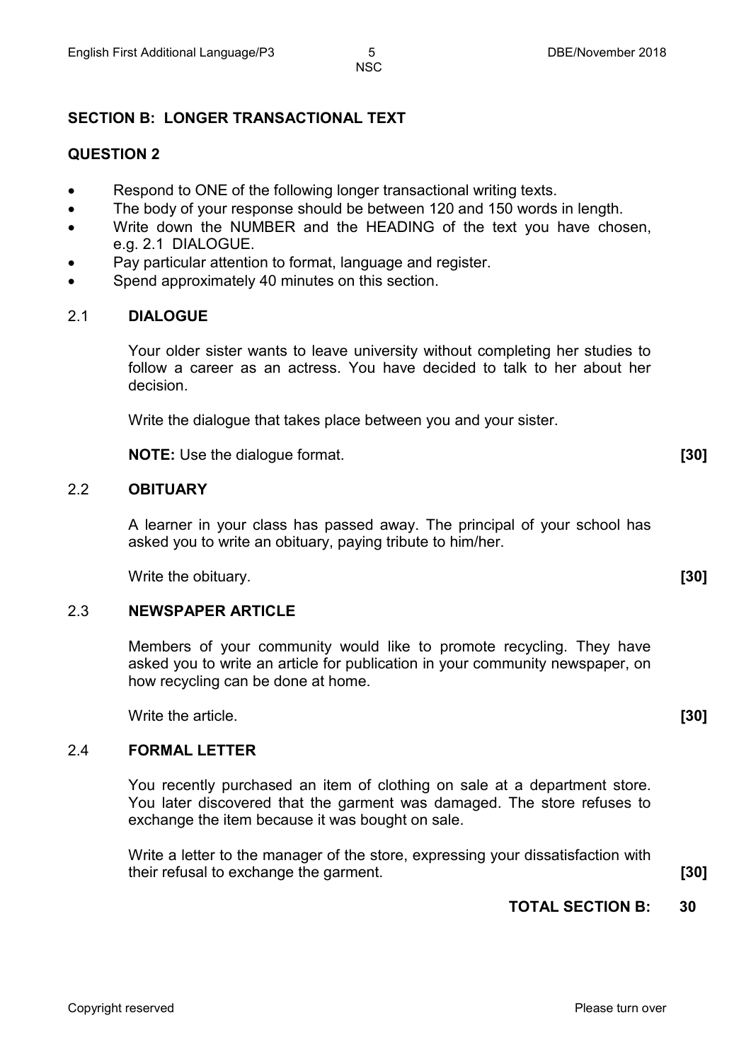## SECTION B: LONGER TRANSACTIONAL TEXT

### QUESTION 2

- Respond to ONE of the following longer transactional writing texts.
- The body of your response should be between 120 and 150 words in length.
- Write down the NUMBER and the HEADING of the text you have chosen, e.g. 2.1 DIALOGUE.
- Pay particular attention to format, language and register.
- Spend approximately 40 minutes on this section.

### 2.1 DIALOGUE

Your older sister wants to leave university without completing her studies to follow a career as an actress. You have decided to talk to her about her decision.

Write the dialogue that takes place between you and your sister.

**NOTE:** Use the dialogue format. **[30]**

### 2.2 OBITUARY

A learner in your class has passed away. The principal of your school has asked you to write an obituary, paying tribute to him/her.

Write the obituary. **[30]**

### 2.3 NEWSPAPER ARTICLE

Members of your community would like to promote recycling. They have asked you to write an article for publication in your community newspaper, on how recycling can be done at home.

Write the article. **[30]**

### 2.4 FORMAL LETTER

You recently purchased an item of clothing on sale at a department store. You later discovered that the garment was damaged. The store refuses to exchange the item because it was bought on sale.

Write a letter to the manager of the store, expressing your dissatisfaction with their refusal to exchange the garment. **[30]**

**TOTAL SECTION B: 30**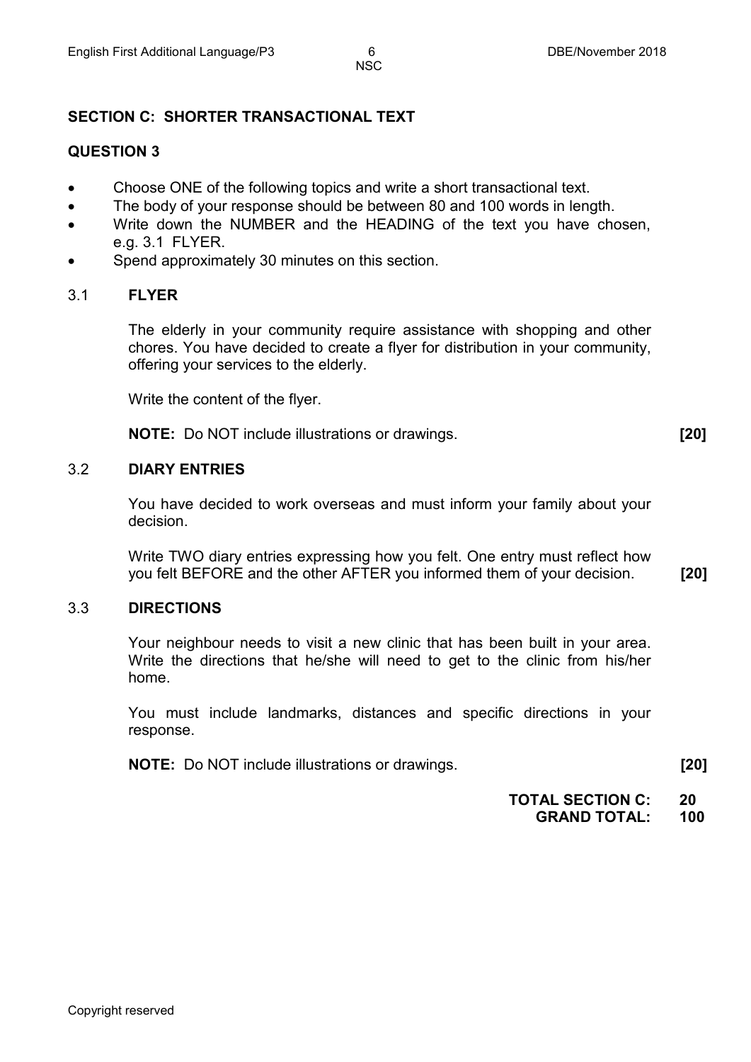## SECTION C: SHORTER TRANSACTIONAL TEXT

### QUESTION 3

- Choose ONE of the following topics and write a short transactional text.
- The body of your response should be between 80 and 100 words in length.
- Write down the NUMBER and the HEADING of the text you have chosen, e.g. 3.1 FLYER.
- Spend approximately 30 minutes on this section.

### 3.1 FLYER

The elderly in your community require assistance with shopping and other chores. You have decided to create a flyer for distribution in your community, offering your services to the elderly.

Write the content of the flyer.

**NOTE:** Do NOT include illustrations or drawings. **[20]**

### 3.2 DIARY ENTRIES

You have decided to work overseas and must inform your family about your decision.

Write TWO diary entries expressing how you felt. One entry must reflect how you felt BEFORE and the other AFTER you informed them of your decision. **[20]**

### 3.3 DIRECTIONS

Your neighbour needs to visit a new clinic that has been built in your area. Write the directions that he/she will need to get to the clinic from his/her home.

You must include landmarks, distances and specific directions in your response.

**NOTE:** Do NOT include illustrations or drawings. **[20]**

**TOTAL SECTION C: 20**
**GRAND TOTAL: 100**